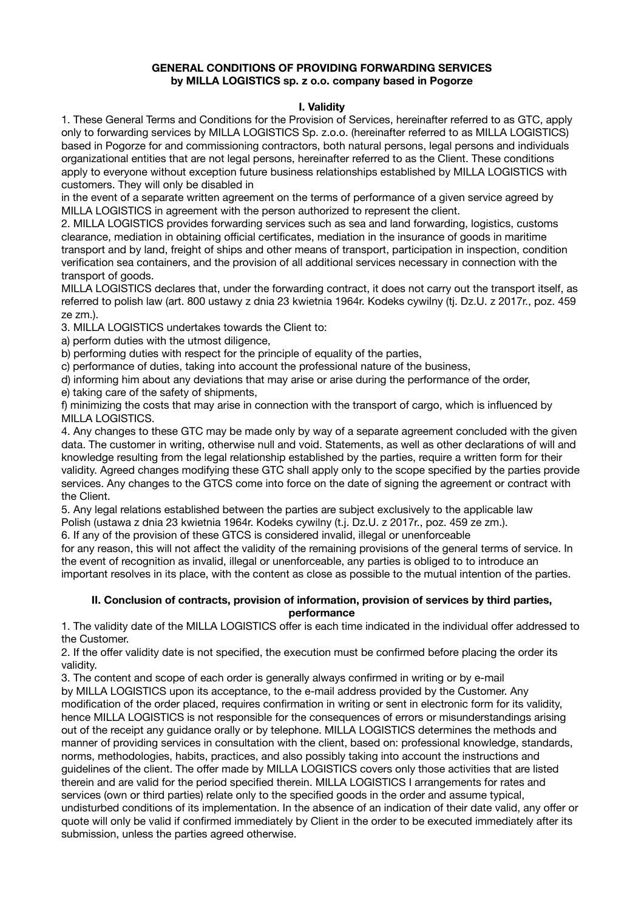**GENERAL CONDITIONS OF PROVIDING FORWARDING SERVICES**
**by MILLA LOGISTICS sp. z o.o. company based in Pogorze**

**I. Validity**

1. These General Terms and Conditions for the Provision of Services, hereinafter referred to as GTC, apply only to forwarding services by MILLA LOGISTICS Sp. z.o.o. (hereinafter referred to as MILLA LOGISTICS) based in Pogorze for and commissioning contractors, both natural persons, legal persons and individuals organizational entities that are not legal persons, hereinafter referred to as the Client. These conditions apply to everyone without exception future business relationships established by MILLA LOGISTICS with customers. They will only be disabled in
in the event of a separate written agreement on the terms of performance of a given service agreed by MILLA LOGISTICS in agreement with the person authorized to represent the client.
2. MILLA LOGISTICS provides forwarding services such as sea and land forwarding, logistics, customs clearance, mediation in obtaining official certificates, mediation in the insurance of goods in maritime transport and by land, freight of ships and other means of transport, participation in inspection, condition verification sea containers, and the provision of all additional services necessary in connection with the transport of goods.
MILLA LOGISTICS declares that, under the forwarding contract, it does not carry out the transport itself, as referred to polish law (art. 800 ustawy z dnia 23 kwietnia 1964r. Kodeks cywilny (tj. Dz.U. z 2017r., poz. 459 ze zm.).
3. MILLA LOGISTICS undertakes towards the Client to:
a) perform duties with the utmost diligence,
b) performing duties with respect for the principle of equality of the parties,
c) performance of duties, taking into account the professional nature of the business,
d) informing him about any deviations that may arise or arise during the performance of the order,
e) taking care of the safety of shipments,
f) minimizing the costs that may arise in connection with the transport of cargo, which is influenced by MILLA LOGISTICS.
4. Any changes to these GTC may be made only by way of a separate agreement concluded with the given data. The customer in writing, otherwise null and void. Statements, as well as other declarations of will and knowledge resulting from the legal relationship established by the parties, require a written form for their validity. Agreed changes modifying these GTC shall apply only to the scope specified by the parties provide services. Any changes to the GTCS come into force on the date of signing the agreement or contract with the Client.
5. Any legal relations established between the parties are subject exclusively to the applicable law
Polish (ustawa z dnia 23 kwietnia 1964r. Kodeks cywilny (t.j. Dz.U. z 2017r., poz. 459 ze zm.).
6. If any of the provision of these GTCS is considered invalid, illegal or unenforceable
for any reason, this will not affect the validity of the remaining provisions of the general terms of service. In the event of recognition as invalid, illegal or unenforceable, any parties is obliged to to introduce an important resolves in its place, with the content as close as possible to the mutual intention of the parties.

**II. Conclusion of contracts, provision of information, provision of services by third parties, performance**

1. The validity date of the MILLA LOGISTICS offer is each time indicated in the individual offer addressed to the Customer.
2. If the offer validity date is not specified, the execution must be confirmed before placing the order its validity.
3. The content and scope of each order is generally always confirmed in writing or by e-mail
by MILLA LOGISTICS upon its acceptance, to the e-mail address provided by the Customer. Any modification of the order placed, requires confirmation in writing or sent in electronic form for its validity, hence MILLA LOGISTICS is not responsible for the consequences of errors or misunderstandings arising out of the receipt any guidance orally or by telephone. MILLA LOGISTICS determines the methods and manner of providing services in consultation with the client, based on: professional knowledge, standards, norms, methodologies, habits, practices, and also possibly taking into account the instructions and guidelines of the client. The offer made by MILLA LOGISTICS covers only those activities that are listed therein and are valid for the period specified therein. MILLA LOGISTICS I arrangements for rates and services (own or third parties) relate only to the specified goods in the order and assume typical, undisturbed conditions of its implementation. In the absence of an indication of their date valid, any offer or quote will only be valid if confirmed immediately by Client in the order to be executed immediately after its submission, unless the parties agreed otherwise.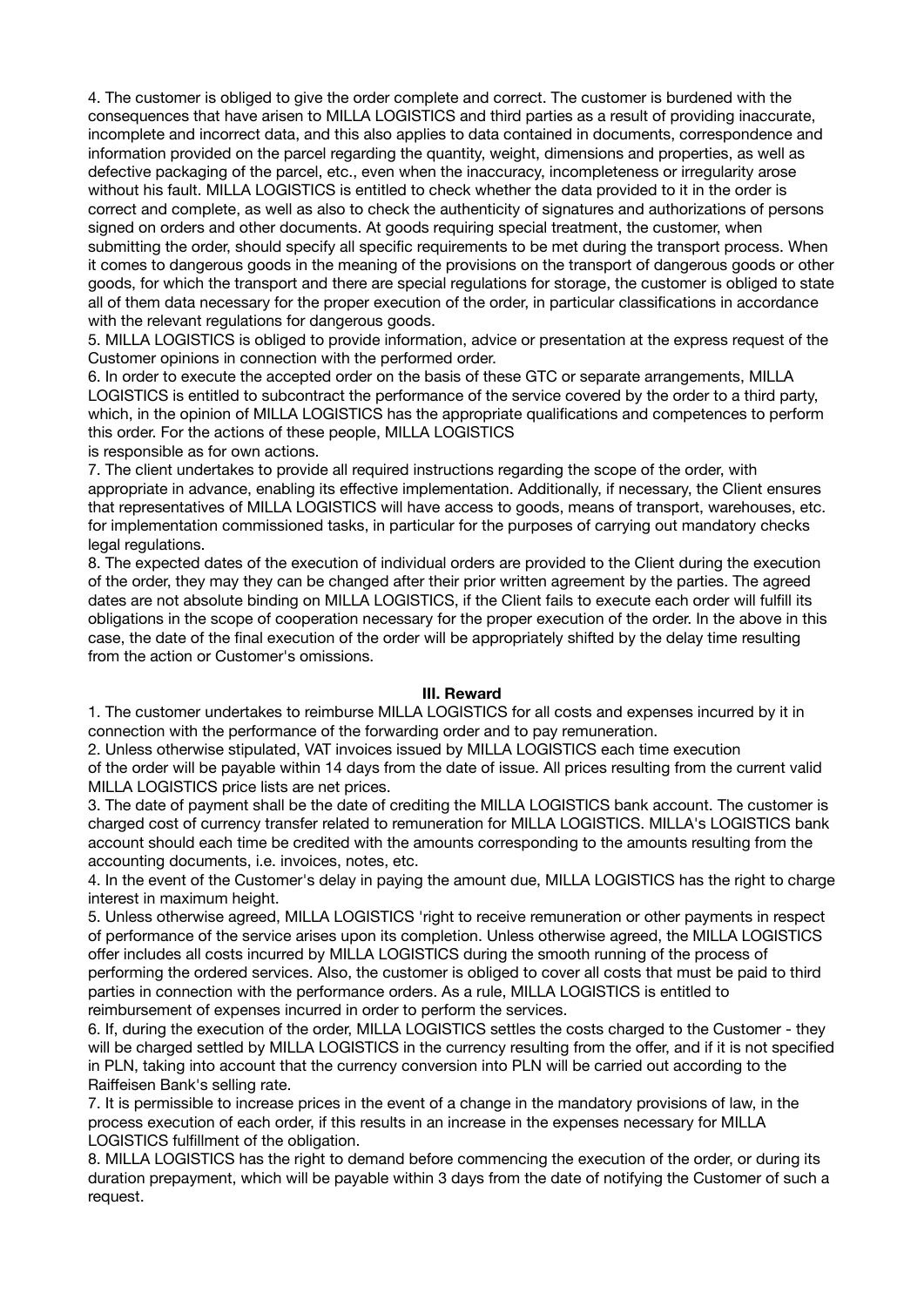4. The customer is obliged to give the order complete and correct. The customer is burdened with the consequences that have arisen to MILLA LOGISTICS and third parties as a result of providing inaccurate, incomplete and incorrect data, and this also applies to data contained in documents, correspondence and information provided on the parcel regarding the quantity, weight, dimensions and properties, as well as defective packaging of the parcel, etc., even when the inaccuracy, incompleteness or irregularity arose without his fault. MILLA LOGISTICS is entitled to check whether the data provided to it in the order is correct and complete, as well as also to check the authenticity of signatures and authorizations of persons signed on orders and other documents. At goods requiring special treatment, the customer, when submitting the order, should specify all specific requirements to be met during the transport process. When it comes to dangerous goods in the meaning of the provisions on the transport of dangerous goods or other goods, for which the transport and there are special regulations for storage, the customer is obliged to state all of them data necessary for the proper execution of the order, in particular classifications in accordance with the relevant regulations for dangerous goods.

5. MILLA LOGISTICS is obliged to provide information, advice or presentation at the express request of the Customer opinions in connection with the performed order.

6. In order to execute the accepted order on the basis of these GTC or separate arrangements, MILLA LOGISTICS is entitled to subcontract the performance of the service covered by the order to a third party, which, in the opinion of MILLA LOGISTICS has the appropriate qualifications and competences to perform this order. For the actions of these people, MILLA LOGISTICS is responsible as for own actions.

7. The client undertakes to provide all required instructions regarding the scope of the order, with appropriate in advance, enabling its effective implementation. Additionally, if necessary, the Client ensures that representatives of MILLA LOGISTICS will have access to goods, means of transport, warehouses, etc. for implementation commissioned tasks, in particular for the purposes of carrying out mandatory checks legal regulations.

8. The expected dates of the execution of individual orders are provided to the Client during the execution of the order, they may they can be changed after their prior written agreement by the parties. The agreed dates are not absolute binding on MILLA LOGISTICS, if the Client fails to execute each order will fulfill its obligations in the scope of cooperation necessary for the proper execution of the order. In the above in this case, the date of the final execution of the order will be appropriately shifted by the delay time resulting from the action or Customer's omissions.

### III. Reward

1. The customer undertakes to reimburse MILLA LOGISTICS for all costs and expenses incurred by it in connection with the performance of the forwarding order and to pay remuneration.

2. Unless otherwise stipulated, VAT invoices issued by MILLA LOGISTICS each time execution of the order will be payable within 14 days from the date of issue. All prices resulting from the current valid MILLA LOGISTICS price lists are net prices.

3. The date of payment shall be the date of crediting the MILLA LOGISTICS bank account. The customer is charged cost of currency transfer related to remuneration for MILLA LOGISTICS. MILLA's LOGISTICS bank account should each time be credited with the amounts corresponding to the amounts resulting from the accounting documents, i.e. invoices, notes, etc.

4. In the event of the Customer's delay in paying the amount due, MILLA LOGISTICS has the right to charge interest in maximum height.

5. Unless otherwise agreed, MILLA LOGISTICS 'right to receive remuneration or other payments in respect of performance of the service arises upon its completion. Unless otherwise agreed, the MILLA LOGISTICS offer includes all costs incurred by MILLA LOGISTICS during the smooth running of the process of performing the ordered services. Also, the customer is obliged to cover all costs that must be paid to third parties in connection with the performance orders. As a rule, MILLA LOGISTICS is entitled to reimbursement of expenses incurred in order to perform the services.

6. If, during the execution of the order, MILLA LOGISTICS settles the costs charged to the Customer - they will be charged settled by MILLA LOGISTICS in the currency resulting from the offer, and if it is not specified in PLN, taking into account that the currency conversion into PLN will be carried out according to the Raiffeisen Bank's selling rate.

7. It is permissible to increase prices in the event of a change in the mandatory provisions of law, in the process execution of each order, if this results in an increase in the expenses necessary for MILLA LOGISTICS fulfillment of the obligation.

8. MILLA LOGISTICS has the right to demand before commencing the execution of the order, or during its duration prepayment, which will be payable within 3 days from the date of notifying the Customer of such a request.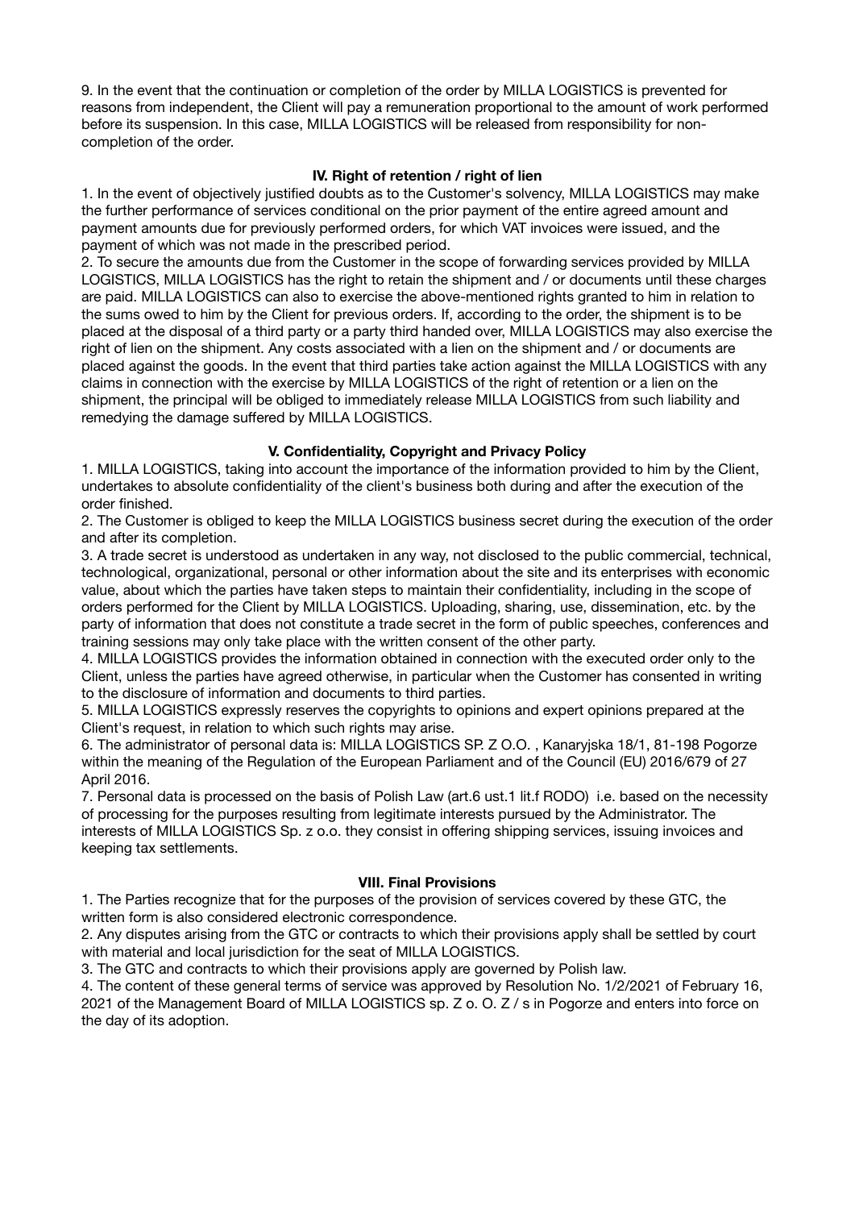9. In the event that the continuation or completion of the order by MILLA LOGISTICS is prevented for reasons from independent, the Client will pay a remuneration proportional to the amount of work performed before its suspension. In this case, MILLA LOGISTICS will be released from responsibility for non-completion of the order.

## IV. Right of retention / right of lien

1. In the event of objectively justified doubts as to the Customer's solvency, MILLA LOGISTICS may make the further performance of services conditional on the prior payment of the entire agreed amount and payment amounts due for previously performed orders, for which VAT invoices were issued, and the payment of which was not made in the prescribed period.
2. To secure the amounts due from the Customer in the scope of forwarding services provided by MILLA LOGISTICS, MILLA LOGISTICS has the right to retain the shipment and / or documents until these charges are paid. MILLA LOGISTICS can also to exercise the above-mentioned rights granted to him in relation to the sums owed to him by the Client for previous orders. If, according to the order, the shipment is to be placed at the disposal of a third party or a party third handed over, MILLA LOGISTICS may also exercise the right of lien on the shipment. Any costs associated with a lien on the shipment and / or documents are placed against the goods. In the event that third parties take action against the MILLA LOGISTICS with any claims in connection with the exercise by MILLA LOGISTICS of the right of retention or a lien on the shipment, the principal will be obliged to immediately release MILLA LOGISTICS from such liability and remedying the damage suffered by MILLA LOGISTICS.

## V. Confidentiality, Copyright and Privacy Policy

1. MILLA LOGISTICS, taking into account the importance of the information provided to him by the Client, undertakes to absolute confidentiality of the client's business both during and after the execution of the order finished.
2. The Customer is obliged to keep the MILLA LOGISTICS business secret during the execution of the order and after its completion.
3. A trade secret is understood as undertaken in any way, not disclosed to the public commercial, technical, technological, organizational, personal or other information about the site and its enterprises with economic value, about which the parties have taken steps to maintain their confidentiality, including in the scope of orders performed for the Client by MILLA LOGISTICS. Uploading, sharing, use, dissemination, etc. by the party of information that does not constitute a trade secret in the form of public speeches, conferences and training sessions may only take place with the written consent of the other party.
4. MILLA LOGISTICS provides the information obtained in connection with the executed order only to the Client, unless the parties have agreed otherwise, in particular when the Customer has consented in writing to the disclosure of information and documents to third parties.
5. MILLA LOGISTICS expressly reserves the copyrights to opinions and expert opinions prepared at the Client's request, in relation to which such rights may arise.
6. The administrator of personal data is: MILLA LOGISTICS SP. Z O.O. , Kanaryjska 18/1, 81-198 Pogorze within the meaning of the Regulation of the European Parliament and of the Council (EU) 2016/679 of 27 April 2016.
7. Personal data is processed on the basis of Polish Law (art.6 ust.1 lit.f RODO) i.e. based on the necessity of processing for the purposes resulting from legitimate interests pursued by the Administrator. The interests of MILLA LOGISTICS Sp. z o.o. they consist in offering shipping services, issuing invoices and keeping tax settlements.

## VIII. Final Provisions

1. The Parties recognize that for the purposes of the provision of services covered by these GTC, the written form is also considered electronic correspondence.
2. Any disputes arising from the GTC or contracts to which their provisions apply shall be settled by court with material and local jurisdiction for the seat of MILLA LOGISTICS.
3. The GTC and contracts to which their provisions apply are governed by Polish law.
4. The content of these general terms of service was approved by Resolution No. 1/2/2021 of February 16, 2021 of the Management Board of MILLA LOGISTICS sp. Z o. O. Z / s in Pogorze and enters into force on the day of its adoption.